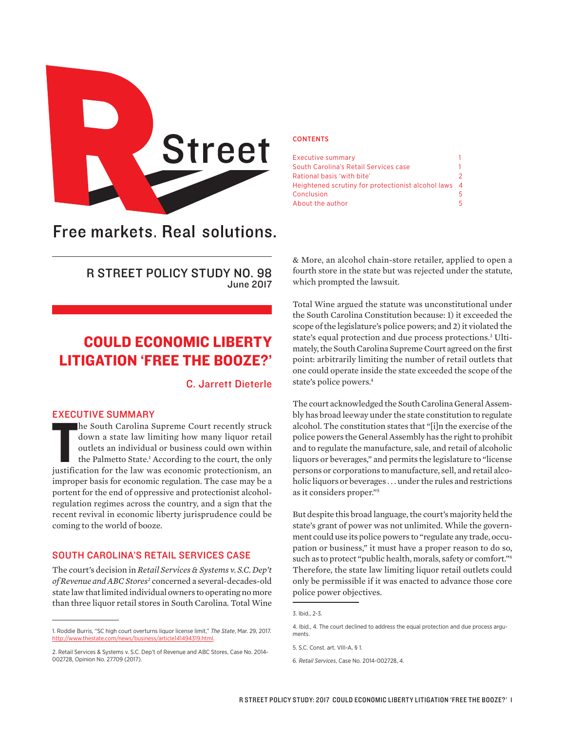Free markets. Real solutions.

R STREET POLICY STUDY NO. 98
June 2017

# COULD ECONOMIC LIBERTY LITIGATION 'FREE THE BOOZE?'

C. Jarrett Dieterle

**CONTENTS**

| | |
|---|---|
| Executive summary | 1 |
| South Carolina's Retail Services case | 1 |
| Rational basis 'with bite' | 2 |
| Heightened scrutiny for protectionist alcohol laws | 4 |
| Conclusion | 5 |
| About the author | 5 |

## EXECUTIVE SUMMARY

The South Carolina Supreme Court recently struck down a state law limiting how many liquor retail outlets an individual or business could own within the Palmetto State.[1] According to the court, the only justification for the law was economic protectionism, an improper basis for economic regulation. The case may be a portent for the end of oppressive and protectionist alcohol-regulation regimes across the country, and a sign that the recent revival in economic liberty jurisprudence could be coming to the world of booze.

## SOUTH CAROLINA'S RETAIL SERVICES CASE

The court's decision in *Retail Services & Systems v. S.C. Dep't of Revenue and ABC Stores*[2] concerned a several-decades-old state law that limited individual owners to operating no more than three liquor retail stores in South Carolina. Total Wine & More, an alcohol chain-store retailer, applied to open a fourth store in the state but was rejected under the statute, which prompted the lawsuit.

Total Wine argued the statute was unconstitutional under the South Carolina Constitution because: 1) it exceeded the scope of the legislature's police powers; and 2) it violated the state's equal protection and due process protections.[3] Ultimately, the South Carolina Supreme Court agreed on the first point: arbitrarily limiting the number of retail outlets that one could operate inside the state exceeded the scope of the state's police powers.[4]

The court acknowledged the South Carolina General Assembly has broad leeway under the state constitution to regulate alcohol. The constitution states that "[i]n the exercise of the police powers the General Assembly has the right to prohibit and to regulate the manufacture, sale, and retail of alcoholic liquors or beverages," and permits the legislature to "license persons or corporations to manufacture, sell, and retail alcoholic liquors or beverages . . . under the rules and restrictions as it considers proper."[5]

But despite this broad language, the court's majority held the state's grant of power was not unlimited. While the government could use its police powers to "regulate any trade, occupation or business," it must have a proper reason to do so, such as to protect "public health, morals, safety or comfort."[6] Therefore, the state law limiting liquor retail outlets could only be permissible if it was enacted to advance those core police power objectives.

---

1. Roddie Burris, "SC high court overturns liquor license limit," *The State*, Mar. 29, 2017. http://www.thestate.com/news/business/article141494319.html.

2. Retail Services & Systems v. S.C. Dep't of Revenue and ABC Stores, Case No. 2014-002728, Opinion No. 27709 (2017).

3. Ibid., 2-3.

4. Ibid., 4. The court declined to address the equal protection and due process arguments.

5. S.C. Const. art. VIII-A, § 1.

6. *Retail Services*, Case No. 2014-002728, 4.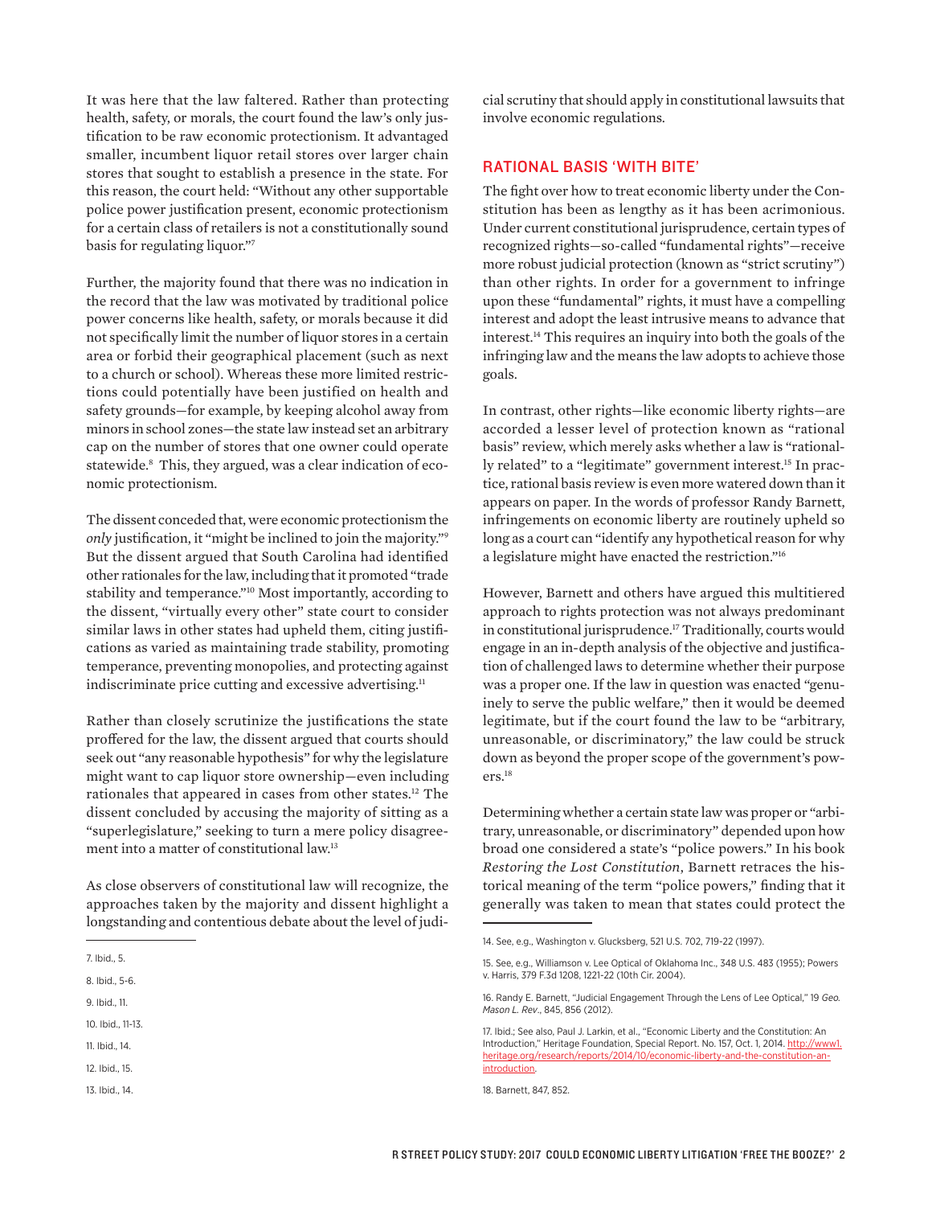It was here that the law faltered. Rather than protecting health, safety, or morals, the court found the law's only justification to be raw economic protectionism. It advantaged smaller, incumbent liquor retail stores over larger chain stores that sought to establish a presence in the state. For this reason, the court held: "Without any other supportable police power justification present, economic protectionism for a certain class of retailers is not a constitutionally sound basis for regulating liquor."[7]

Further, the majority found that there was no indication in the record that the law was motivated by traditional police power concerns like health, safety, or morals because it did not specifically limit the number of liquor stores in a certain area or forbid their geographical placement (such as next to a church or school). Whereas these more limited restrictions could potentially have been justified on health and safety grounds—for example, by keeping alcohol away from minors in school zones—the state law instead set an arbitrary cap on the number of stores that one owner could operate statewide.[8] This, they argued, was a clear indication of economic protectionism.

The dissent conceded that, were economic protectionism the *only* justification, it "might be inclined to join the majority."[9] But the dissent argued that South Carolina had identified other rationales for the law, including that it promoted "trade stability and temperance."[10] Most importantly, according to the dissent, "virtually every other" state court to consider similar laws in other states had upheld them, citing justifications as varied as maintaining trade stability, promoting temperance, preventing monopolies, and protecting against indiscriminate price cutting and excessive advertising.[11]

Rather than closely scrutinize the justifications the state proffered for the law, the dissent argued that courts should seek out "any reasonable hypothesis" for why the legislature might want to cap liquor store ownership—even including rationales that appeared in cases from other states.[12] The dissent concluded by accusing the majority of sitting as a "superlegislature," seeking to turn a mere policy disagreement into a matter of constitutional law.[13]

As close observers of constitutional law will recognize, the approaches taken by the majority and dissent highlight a longstanding and contentious debate about the level of judicial scrutiny that should apply in constitutional lawsuits that involve economic regulations.

## RATIONAL BASIS 'WITH BITE'

The fight over how to treat economic liberty under the Constitution has been as lengthy as it has been acrimonious. Under current constitutional jurisprudence, certain types of recognized rights—so-called "fundamental rights"—receive more robust judicial protection (known as "strict scrutiny") than other rights. In order for a government to infringe upon these "fundamental" rights, it must have a compelling interest and adopt the least intrusive means to advance that interest.[14] This requires an inquiry into both the goals of the infringing law and the means the law adopts to achieve those goals.

In contrast, other rights—like economic liberty rights—are accorded a lesser level of protection known as "rational basis" review, which merely asks whether a law is "rationally related" to a "legitimate" government interest.[15] In practice, rational basis review is even more watered down than it appears on paper. In the words of professor Randy Barnett, infringements on economic liberty are routinely upheld so long as a court can "identify any hypothetical reason for why a legislature might have enacted the restriction."[16]

However, Barnett and others have argued this multitiered approach to rights protection was not always predominant in constitutional jurisprudence.[17] Traditionally, courts would engage in an in-depth analysis of the objective and justification of challenged laws to determine whether their purpose was a proper one. If the law in question was enacted "genuinely to serve the public welfare," then it would be deemed legitimate, but if the court found the law to be "arbitrary, unreasonable, or discriminatory," the law could be struck down as beyond the proper scope of the government's powers.[18]

Determining whether a certain state law was proper or "arbitrary, unreasonable, or discriminatory" depended upon how broad one considered a state's "police powers." In his book *Restoring the Lost Constitution*, Barnett retraces the historical meaning of the term "police powers," finding that it generally was taken to mean that states could protect the

---

7. Ibid., 5.

8. Ibid., 5-6.

9. Ibid., 11.

10. Ibid., 11-13.

11. Ibid., 14.

12. Ibid., 15.

13. Ibid., 14.

14. See, e.g., Washington v. Glucksberg, 521 U.S. 702, 719-22 (1997).

15. See, e.g., Williamson v. Lee Optical of Oklahoma Inc., 348 U.S. 483 (1955); Powers v. Harris, 379 F.3d 1208, 1221-22 (10th Cir. 2004).

16. Randy E. Barnett, "Judicial Engagement Through the Lens of Lee Optical," 19 *Geo. Mason L. Rev.*, 845, 856 (2012).

17. Ibid.; See also, Paul J. Larkin, et al., "Economic Liberty and the Constitution: An Introduction," Heritage Foundation, Special Report. No. 157, Oct. 1, 2014. http://www1.heritage.org/research/reports/2014/10/economic-liberty-and-the-constitution-an-introduction.

18. Barnett, 847, 852.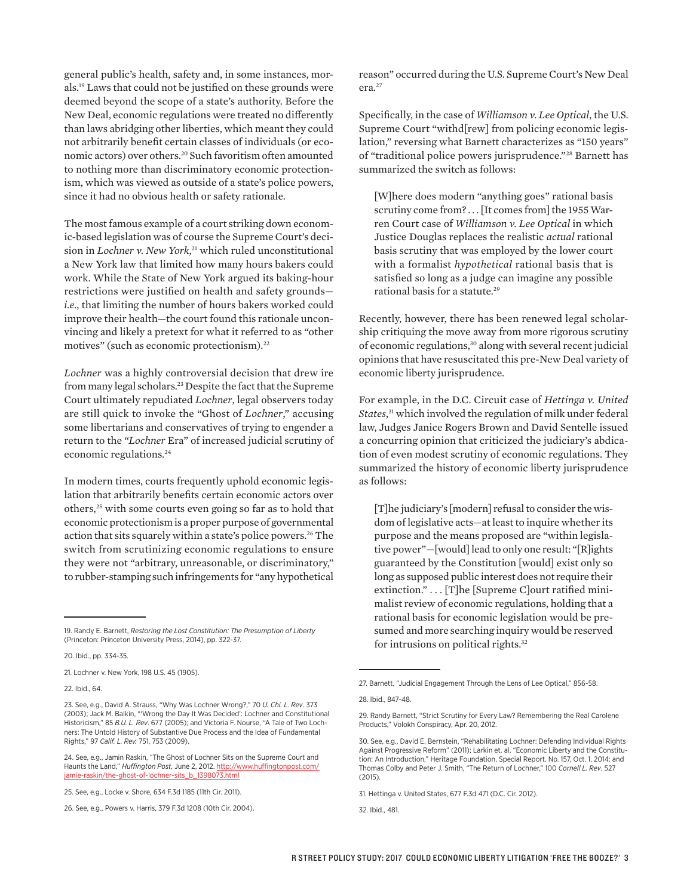general public's health, safety and, in some instances, morals.[19] Laws that could not be justified on these grounds were deemed beyond the scope of a state's authority. Before the New Deal, economic regulations were treated no differently than laws abridging other liberties, which meant they could not arbitrarily benefit certain classes of individuals (or economic actors) over others.[20] Such favoritism often amounted to nothing more than discriminatory economic protectionism, which was viewed as outside of a state's police powers, since it had no obvious health or safety rationale.

The most famous example of a court striking down economic-based legislation was of course the Supreme Court's decision in *Lochner v. New York*,[21] which ruled unconstitutional a New York law that limited how many hours bakers could work. While the State of New York argued its baking-hour restrictions were justified on health and safety grounds—*i.e.*, that limiting the number of hours bakers worked could improve their health—the court found this rationale unconvincing and likely a pretext for what it referred to as "other motives" (such as economic protectionism).[22]

*Lochner* was a highly controversial decision that drew ire from many legal scholars.[23] Despite the fact that the Supreme Court ultimately repudiated *Lochner*, legal observers today are still quick to invoke the "Ghost of *Lochner*," accusing some libertarians and conservatives of trying to engender a return to the "*Lochner* Era" of increased judicial scrutiny of economic regulations.[24]

In modern times, courts frequently uphold economic legislation that arbitrarily benefits certain economic actors over others,[25] with some courts even going so far as to hold that economic protectionism is a proper purpose of governmental action that sits squarely within a state's police powers.[26] The switch from scrutinizing economic regulations to ensure they were not "arbitrary, unreasonable, or discriminatory," to rubber-stamping such infringements for "any hypothetical reason" occurred during the U.S. Supreme Court's New Deal era.[27]

Specifically, in the case of *Williamson v. Lee Optical*, the U.S. Supreme Court "withd[rew] from policing economic legislation," reversing what Barnett characterizes as "150 years" of "traditional police powers jurisprudence."[28] Barnett has summarized the switch as follows:

> [W]here does modern "anything goes" rational basis scrutiny come from? . . . [It comes from] the 1955 Warren Court case of *Williamson v. Lee Optical* in which Justice Douglas replaces the realistic *actual* rational basis scrutiny that was employed by the lower court with a formalist *hypothetical* rational basis that is satisfied so long as a judge can imagine any possible rational basis for a statute.[29]

Recently, however, there has been renewed legal scholarship critiquing the move away from more rigorous scrutiny of economic regulations,[30] along with several recent judicial opinions that have resuscitated this pre-New Deal variety of economic liberty jurisprudence.

For example, in the D.C. Circuit case of *Hettinga v. United States*,[31] which involved the regulation of milk under federal law, Judges Janice Rogers Brown and David Sentelle issued a concurring opinion that criticized the judiciary's abdication of even modest scrutiny of economic regulations. They summarized the history of economic liberty jurisprudence as follows:

> [T]he judiciary's [modern] refusal to consider the wisdom of legislative acts—at least to inquire whether its purpose and the means proposed are "within legislative power"—[would] lead to only one result: "[R]ights guaranteed by the Constitution [would] exist only so long as supposed public interest does not require their extinction." . . . [T]he [Supreme C]ourt ratified minimalist review of economic regulations, holding that a rational basis for economic legislation would be presumed and more searching inquiry would be reserved for intrusions on political rights.[32]

---

19. Randy E. Barnett, *Restoring the Lost Constitution: The Presumption of Liberty* (Princeton: Princeton University Press, 2014), pp. 322-37.

20. Ibid., pp. 334-35.

21. Lochner v. New York, 198 U.S. 45 (1905).

22. Ibid., 64.

23. See, e.g., David A. Strauss, "Why Was Lochner Wrong?," 70 *U. Chi. L. Rev*. 373 (2003); Jack M. Balkin, "'Wrong the Day It Was Decided': Lochner and Constitutional Historicism," 85 *B.U. L. Rev*. 677 (2005); and Victoria F. Nourse, "A Tale of Two Lochners: The Untold History of Substantive Due Process and the Idea of Fundamental Rights," 97 *Calif. L. Rev.* 751, 753 (2009).

24. See, e.g., Jamin Raskin, "The Ghost of Lochner Sits on the Supreme Court and Haunts the Land," *Huffington Post*, June 2, 2012. http://www.huffingtonpost.com/jamie-raskin/the-ghost-of-lochner-sits_b_1398073.html

25. See, e.g., Locke v. Shore, 634 F.3d 1185 (11th Cir. 2011).

26. See, e.g., Powers v. Harris, 379 F.3d 1208 (10th Cir. 2004).

27. Barnett, "Judicial Engagement Through the Lens of Lee Optical," 856-58.

28. Ibid., 847-48.

29. Randy Barnett, "Strict Scrutiny for Every Law? Remembering the Real Carolene Products," Volokh Conspiracy, Apr. 20, 2012.

30. See, e.g., David E. Bernstein, "Rehabilitating Lochner: Defending Individual Rights Against Progressive Reform" (2011); Larkin et. al, "Economic Liberty and the Constitution: An Introduction," Heritage Foundation, Special Report. No. 157, Oct. 1, 2014; and Thomas Colby and Peter J. Smith, "The Return of Lochner," 100 *Cornell L. Rev*. 527 (2015).

31. Hettinga v. United States, 677 F.3d 471 (D.C. Cir. 2012).

32. Ibid., 481.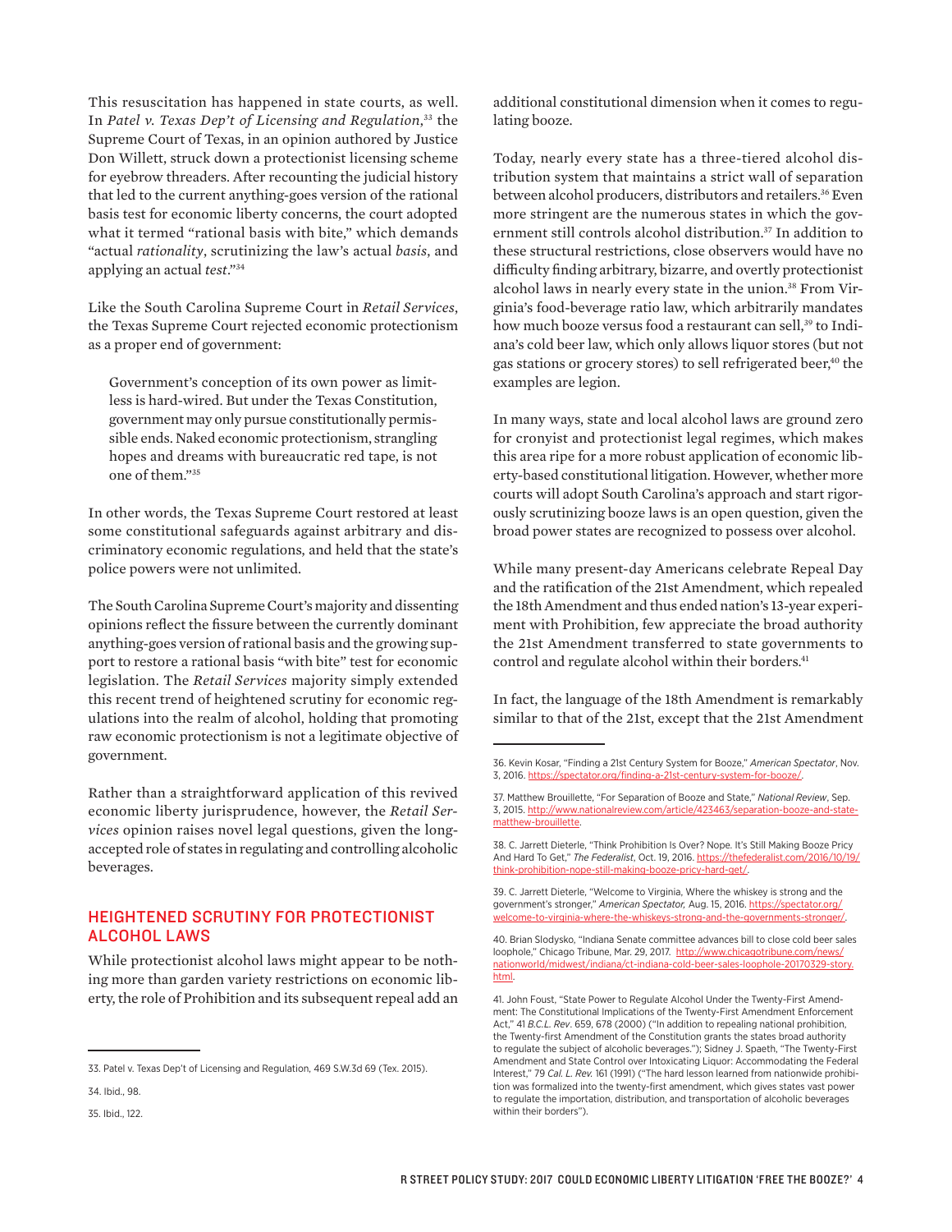This resuscitation has happened in state courts, as well. In *Patel v. Texas Dep't of Licensing and Regulation*,[33] the Supreme Court of Texas, in an opinion authored by Justice Don Willett, struck down a protectionist licensing scheme for eyebrow threaders. After recounting the judicial history that led to the current anything-goes version of the rational basis test for economic liberty concerns, the court adopted what it termed "rational basis with bite," which demands "actual *rationality*, scrutinizing the law's actual *basis*, and applying an actual *test*."[34]

Like the South Carolina Supreme Court in *Retail Services*, the Texas Supreme Court rejected economic protectionism as a proper end of government:

> Government's conception of its own power as limitless is hard-wired. But under the Texas Constitution, government may only pursue constitutionally permissible ends. Naked economic protectionism, strangling hopes and dreams with bureaucratic red tape, is not one of them."[35]

In other words, the Texas Supreme Court restored at least some constitutional safeguards against arbitrary and discriminatory economic regulations, and held that the state's police powers were not unlimited.

The South Carolina Supreme Court's majority and dissenting opinions reflect the fissure between the currently dominant anything-goes version of rational basis and the growing support to restore a rational basis "with bite" test for economic legislation. The *Retail Services* majority simply extended this recent trend of heightened scrutiny for economic regulations into the realm of alcohol, holding that promoting raw economic protectionism is not a legitimate objective of government.

Rather than a straightforward application of this revived economic liberty jurisprudence, however, the *Retail Services* opinion raises novel legal questions, given the long-accepted role of states in regulating and controlling alcoholic beverages.

## HEIGHTENED SCRUTINY FOR PROTECTIONIST ALCOHOL LAWS

While protectionist alcohol laws might appear to be nothing more than garden variety restrictions on economic liberty, the role of Prohibition and its subsequent repeal add an additional constitutional dimension when it comes to regulating booze.

Today, nearly every state has a three-tiered alcohol distribution system that maintains a strict wall of separation between alcohol producers, distributors and retailers.[36] Even more stringent are the numerous states in which the government still controls alcohol distribution.[37] In addition to these structural restrictions, close observers would have no difficulty finding arbitrary, bizarre, and overtly protectionist alcohol laws in nearly every state in the union.[38] From Virginia's food-beverage ratio law, which arbitrarily mandates how much booze versus food a restaurant can sell,[39] to Indiana's cold beer law, which only allows liquor stores (but not gas stations or grocery stores) to sell refrigerated beer,[40] the examples are legion.

In many ways, state and local alcohol laws are ground zero for cronyist and protectionist legal regimes, which makes this area ripe for a more robust application of economic liberty-based constitutional litigation. However, whether more courts will adopt South Carolina's approach and start rigorously scrutinizing booze laws is an open question, given the broad power states are recognized to possess over alcohol.

While many present-day Americans celebrate Repeal Day and the ratification of the 21st Amendment, which repealed the 18th Amendment and thus ended nation's 13-year experiment with Prohibition, few appreciate the broad authority the 21st Amendment transferred to state governments to control and regulate alcohol within their borders.[41]

In fact, the language of the 18th Amendment is remarkably similar to that of the 21st, except that the 21st Amendment

---

33. Patel v. Texas Dep't of Licensing and Regulation, 469 S.W.3d 69 (Tex. 2015).

34. Ibid., 98.

35. Ibid., 122.

36. Kevin Kosar, "Finding a 21st Century System for Booze," *American Spectator*, Nov. 3, 2016. https://spectator.org/finding-a-21st-century-system-for-booze/.

37. Matthew Brouillette, "For Separation of Booze and State," *National Review*, Sep. 3, 2015. http://www.nationalreview.com/article/423463/separation-booze-and-state-matthew-brouillette.

38. C. Jarrett Dieterle, "Think Prohibition Is Over? Nope. It's Still Making Booze Pricy And Hard To Get," *The Federalist*, Oct. 19, 2016. https://thefederalist.com/2016/10/19/think-prohibition-nope-still-making-booze-pricy-hard-get/.

39. C. Jarrett Dieterle, "Welcome to Virginia, Where the whiskey is strong and the government's stronger," *American Spectator,* Aug. 15, 2016. https://spectator.org/welcome-to-virginia-where-the-whiskeys-strong-and-the-governments-stronger/.

40. Brian Slodysko, "Indiana Senate committee advances bill to close cold beer sales loophole," Chicago Tribune, Mar. 29, 2017. http://www.chicagotribune.com/news/nationworld/midwest/indiana/ct-indiana-cold-beer-sales-loophole-20170329-story.html.

41. John Foust, "State Power to Regulate Alcohol Under the Twenty-First Amendment: The Constitutional Implications of the Twenty-First Amendment Enforcement Act," 41 *B.C.L. Rev*. 659, 678 (2000) ("In addition to repealing national prohibition, the Twenty-first Amendment of the Constitution grants the states broad authority to regulate the subject of alcoholic beverages."); Sidney J. Spaeth, "The Twenty-First Amendment and State Control over Intoxicating Liquor: Accommodating the Federal Interest," 79 *Cal. L. Rev.* 161 (1991) ("The hard lesson learned from nationwide prohibition was formalized into the twenty-first amendment, which gives states vast power to regulate the importation, distribution, and transportation of alcoholic beverages within their borders").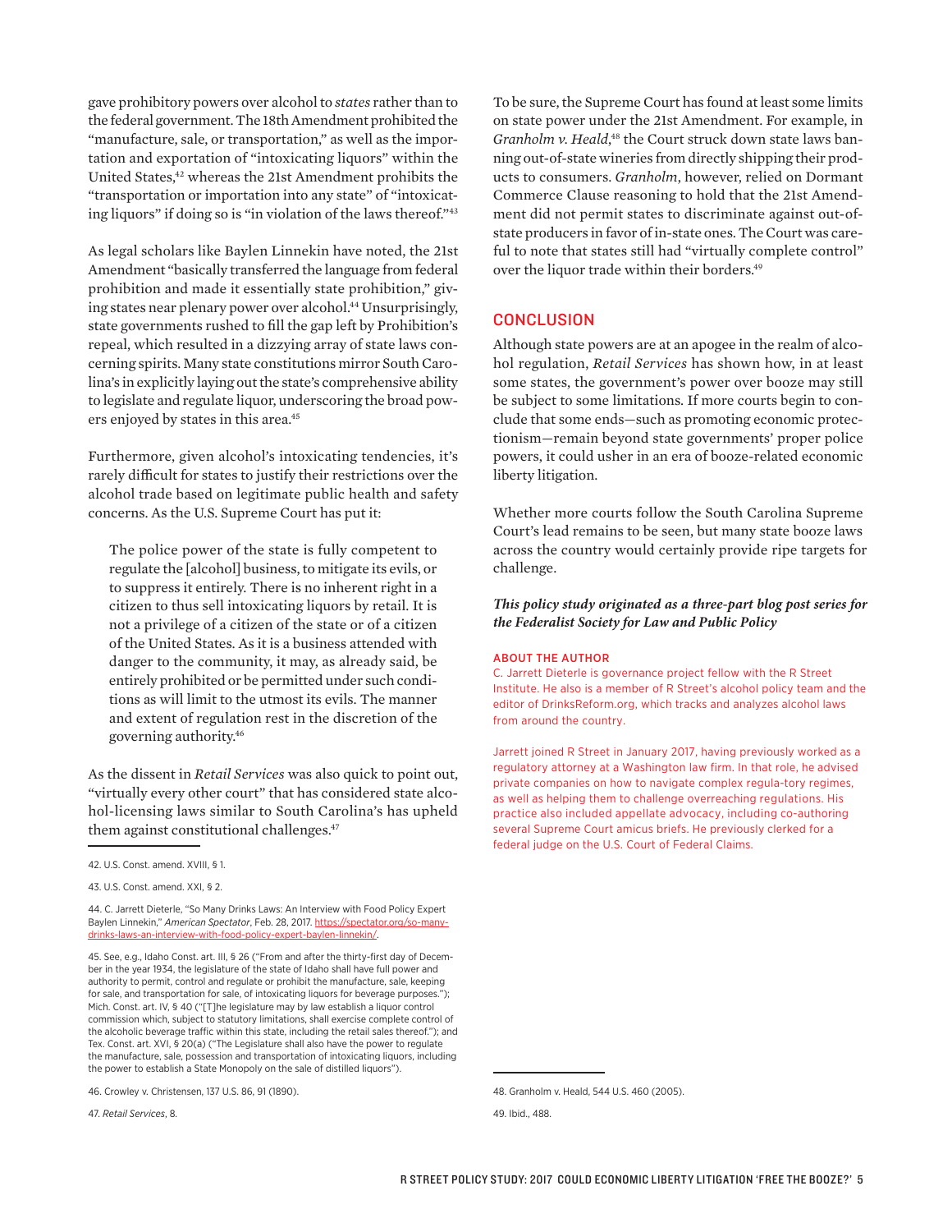gave prohibitory powers over alcohol to *states* rather than to the federal government. The 18th Amendment prohibited the "manufacture, sale, or transportation," as well as the importation and exportation of "intoxicating liquors" within the United States,[42] whereas the 21st Amendment prohibits the "transportation or importation into any state" of "intoxicating liquors" if doing so is "in violation of the laws thereof."[43]

As legal scholars like Baylen Linnekin have noted, the 21st Amendment "basically transferred the language from federal prohibition and made it essentially state prohibition," giving states near plenary power over alcohol.[44] Unsurprisingly, state governments rushed to fill the gap left by Prohibition's repeal, which resulted in a dizzying array of state laws concerning spirits. Many state constitutions mirror South Carolina's in explicitly laying out the state's comprehensive ability to legislate and regulate liquor, underscoring the broad powers enjoyed by states in this area.[45]

Furthermore, given alcohol's intoxicating tendencies, it's rarely difficult for states to justify their restrictions over the alcohol trade based on legitimate public health and safety concerns. As the U.S. Supreme Court has put it:

> The police power of the state is fully competent to regulate the [alcohol] business, to mitigate its evils, or to suppress it entirely. There is no inherent right in a citizen to thus sell intoxicating liquors by retail. It is not a privilege of a citizen of the state or of a citizen of the United States. As it is a business attended with danger to the community, it may, as already said, be entirely prohibited or be permitted under such conditions as will limit to the utmost its evils. The manner and extent of regulation rest in the discretion of the governing authority.[46]

As the dissent in *Retail Services* was also quick to point out, "virtually every other court" that has considered state alcohol-licensing laws similar to South Carolina's has upheld them against constitutional challenges.[47]

To be sure, the Supreme Court has found at least some limits on state power under the 21st Amendment. For example, in *Granholm v. Heald*,[48] the Court struck down state laws banning out-of-state wineries from directly shipping their products to consumers. *Granholm*, however, relied on Dormant Commerce Clause reasoning to hold that the 21st Amendment did not permit states to discriminate against out-of-state producers in favor of in-state ones. The Court was careful to note that states still had "virtually complete control" over the liquor trade within their borders.[49]

## CONCLUSION

Although state powers are at an apogee in the realm of alcohol regulation, *Retail Services* has shown how, in at least some states, the government's power over booze may still be subject to some limitations. If more courts begin to conclude that some ends—such as promoting economic protectionism—remain beyond state governments' proper police powers, it could usher in an era of booze-related economic liberty litigation.

Whether more courts follow the South Carolina Supreme Court's lead remains to be seen, but many state booze laws across the country would certainly provide ripe targets for challenge.

***This policy study originated as a three-part blog post series for the Federalist Society for Law and Public Policy***

### ABOUT THE AUTHOR

C. Jarrett Dieterle is governance project fellow with the R Street Institute. He also is a member of R Street's alcohol policy team and the editor of DrinksReform.org, which tracks and analyzes alcohol laws from around the country.

Jarrett joined R Street in January 2017, having previously worked as a regulatory attorney at a Washington law firm. In that role, he advised private companies on how to navigate complex regula-tory regimes, as well as helping them to challenge overreaching regulations. His practice also included appellate advocacy, including co-authoring several Supreme Court amicus briefs. He previously clerked for a federal judge on the U.S. Court of Federal Claims.

---

42. U.S. Const. amend. XVIII, § 1.

43. U.S. Const. amend. XXI, § 2.

44. C. Jarrett Dieterle, "So Many Drinks Laws: An Interview with Food Policy Expert Baylen Linnekin," *American Spectator*, Feb. 28, 2017. https://spectator.org/so-many-drinks-laws-an-interview-with-food-policy-expert-baylen-linnekin/.

45. See, e.g., Idaho Const. art. III, § 26 ("From and after the thirty-first day of December in the year 1934, the legislature of the state of Idaho shall have full power and authority to permit, control and regulate or prohibit the manufacture, sale, keeping for sale, and transportation for sale, of intoxicating liquors for beverage purposes."); Mich. Const. art. IV, § 40 ("[T]he legislature may by law establish a liquor control commission which, subject to statutory limitations, shall exercise complete control of the alcoholic beverage traffic within this state, including the retail sales thereof."); and Tex. Const. art. XVI, § 20(a) ("The Legislature shall also have the power to regulate the manufacture, sale, possession and transportation of intoxicating liquors, including the power to establish a State Monopoly on the sale of distilled liquors").

46. Crowley v. Christensen, 137 U.S. 86, 91 (1890).

47. *Retail Services*, 8.

48. Granholm v. Heald, 544 U.S. 460 (2005).

49. Ibid., 488.